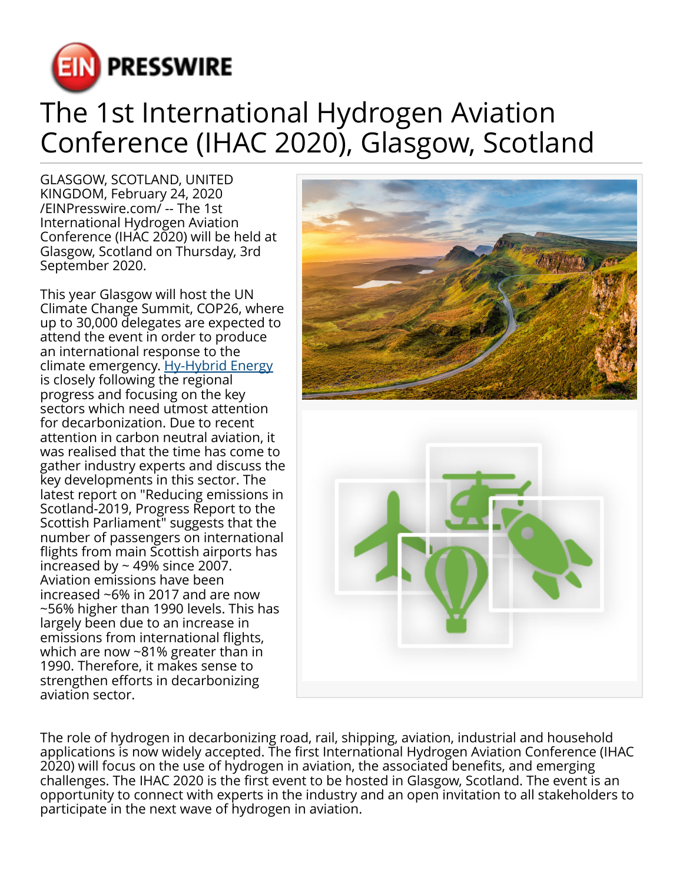# The 1st International Hydrogen Aviation Conference (IHAC 2020), Glasgow, Scotland

GLASGOW, SCOTLAND, UNITED KINGDOM, February 24, 2020 /EINPresswire.com/ -- The 1st International Hydrogen Aviation Conference (IHAC 2020) will be held at Glasgow, Scotland on Thursday, 3rd September 2020.

This year Glasgow will host the UN Climate Change Summit, COP26, where up to 30,000 delegates are expected to attend the event in order to produce an international response to the climate emergency. Hy-Hybrid Energy is closely following the regional progress and focusing on the key sectors which need utmost attention for decarbonization. Due to recent attention in carbon neutral aviation, it was realised that the time has come to gather industry experts and discuss the key developments in this sector. The latest report on "Reducing emissions in Scotland-2019, Progress Report to the Scottish Parliament" suggests that the number of passengers on international flights from main Scottish airports has increased by ~ 49% since 2007. Aviation emissions have been increased ~6% in 2017 and are now ~56% higher than 1990 levels. This has largely been due to an increase in emissions from international flights, which are now ~81% greater than in 1990. Therefore, it makes sense to strengthen efforts in decarbonizing aviation sector.

The role of hydrogen in decarbonizing road, rail, shipping, aviation, industrial and household applications is now widely accepted. The first International Hydrogen Aviation Conference (IHAC 2020) will focus on the use of hydrogen in aviation, the associated benefits, and emerging challenges. The IHAC 2020 is the first event to be hosted in Glasgow, Scotland. The event is an opportunity to connect with experts in the industry and an open invitation to all stakeholders to participate in the next wave of hydrogen in aviation.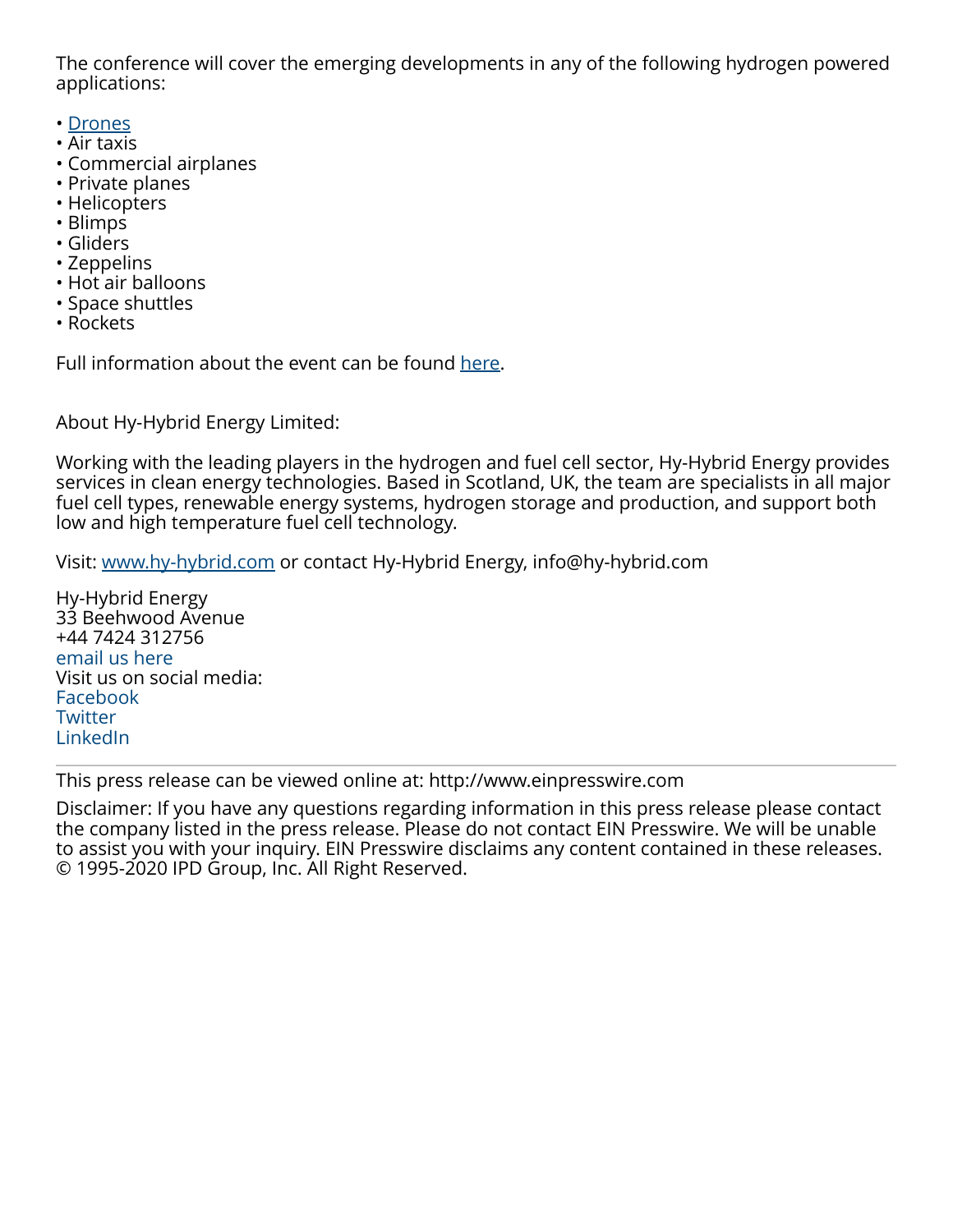The conference will cover the emerging developments in any of the following hydrogen powered applications:

• Drones
• Air taxis
• Commercial airplanes
• Private planes
• Helicopters
• Blimps
• Gliders
• Zeppelins
• Hot air balloons
• Space shuttles
• Rockets

Full information about the event can be found here.

About Hy-Hybrid Energy Limited:

Working with the leading players in the hydrogen and fuel cell sector, Hy-Hybrid Energy provides services in clean energy technologies. Based in Scotland, UK, the team are specialists in all major fuel cell types, renewable energy systems, hydrogen storage and production, and support both low and high temperature fuel cell technology.

Visit: www.hy-hybrid.com or contact Hy-Hybrid Energy, info@hy-hybrid.com

Hy-Hybrid Energy
33 Beehwood Avenue
+44 7424 312756
email us here
Visit us on social media:
Facebook
Twitter
LinkedIn

---

This press release can be viewed online at: http://www.einpresswire.com

Disclaimer: If you have any questions regarding information in this press release please contact the company listed in the press release. Please do not contact EIN Presswire. We will be unable to assist you with your inquiry. EIN Presswire disclaims any content contained in these releases. © 1995-2020 IPD Group, Inc. All Right Reserved.